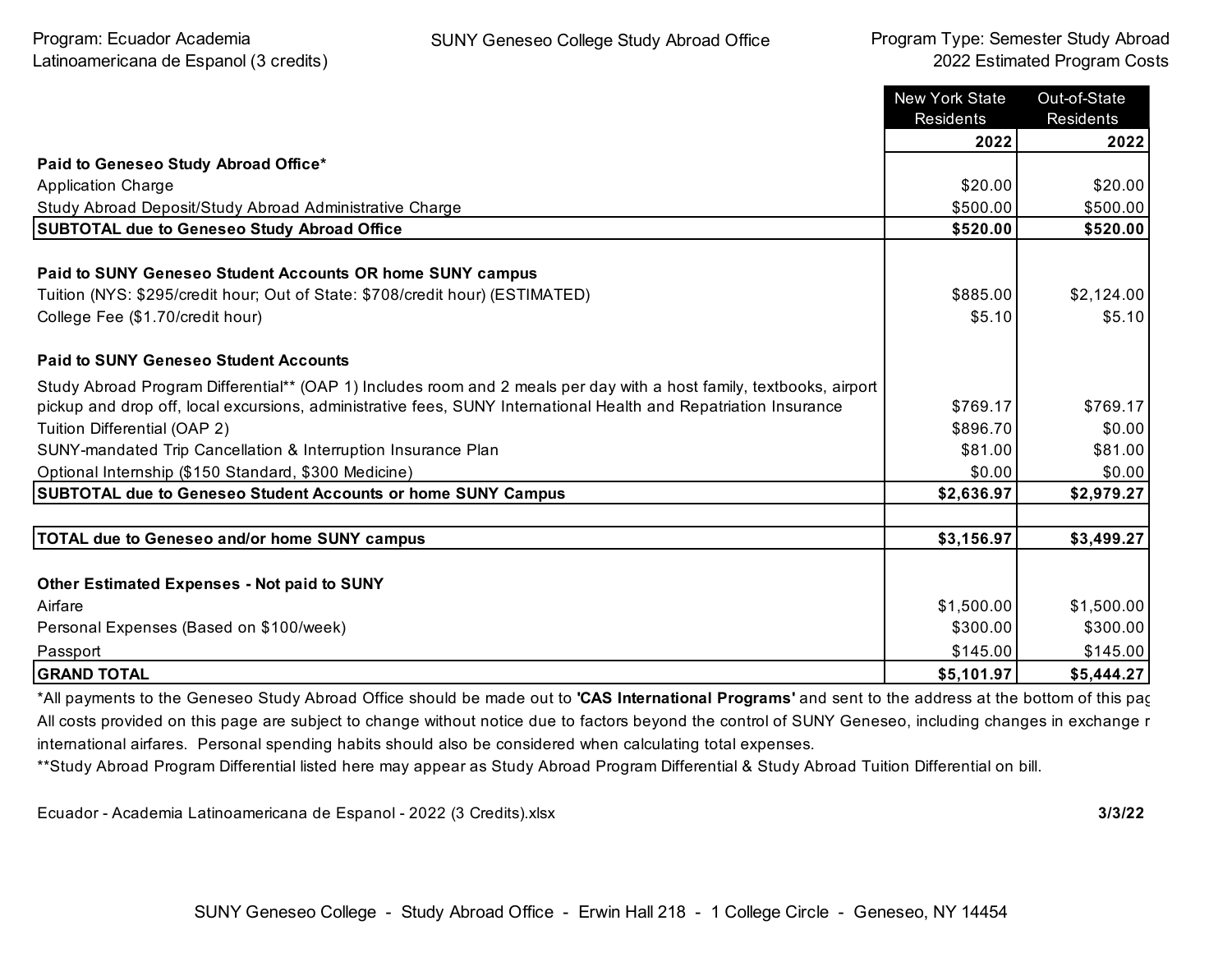Program: Ecuador Academia Latinoamericana de Espanol (3 credits)

SUNY Geneseo College Study Abroad Office

Program Type: Semester Study Abroad
2022 Estimated Program Costs

| | New York State Residents | Out-of-State Residents |
|---|---|---|
| | **2022** | **2022** |
| **Paid to Geneseo Study Abroad Office*** | | |
| Application Charge | $20.00 | $20.00 |
| Study Abroad Deposit/Study Abroad Administrative Charge | $500.00 | $500.00 |
| **SUBTOTAL due to Geneseo Study Abroad Office** | **$520.00** | **$520.00** |
| | | |
| **Paid to SUNY Geneseo Student Accounts OR home SUNY campus** | | |
| Tuition (NYS: $295/credit hour; Out of State: $708/credit hour) (ESTIMATED) | $885.00 | $2,124.00 |
| College Fee ($1.70/credit hour) | $5.10 | $5.10 |
| | | |
| **Paid to SUNY Geneseo Student Accounts** | | |
| Study Abroad Program Differential** (OAP 1) Includes room and 2 meals per day with a host family, textbooks, airport pickup and drop off, local excursions, administrative fees, SUNY International Health and Repatriation Insurance | $769.17 | $769.17 |
| Tuition Differential (OAP 2) | $896.70 | $0.00 |
| SUNY-mandated Trip Cancellation & Interruption Insurance Plan | $81.00 | $81.00 |
| Optional Internship ($150 Standard, $300 Medicine) | $0.00 | $0.00 |
| **SUBTOTAL due to Geneseo Student Accounts or home SUNY Campus** | **$2,636.97** | **$2,979.27** |
| | | |
| **TOTAL due to Geneseo and/or home SUNY campus** | **$3,156.97** | **$3,499.27** |
| | | |
| **Other Estimated Expenses - Not paid to SUNY** | | |
| Airfare | $1,500.00 | $1,500.00 |
| Personal Expenses (Based on $100/week) | $300.00 | $300.00 |
| Passport | $145.00 | $145.00 |
| **GRAND TOTAL** | **$5,101.97** | **$5,444.27** |

*All payments to the Geneseo Study Abroad Office should be made out to **'CAS International Programs'** and sent to the address at the bottom of this pag
All costs provided on this page are subject to change without notice due to factors beyond the control of SUNY Geneseo, including changes in exchange r
international airfares. Personal spending habits should also be considered when calculating total expenses.

**Study Abroad Program Differential listed here may appear as Study Abroad Program Differential & Study Abroad Tuition Differential on bill.

Ecuador - Academia Latinoamericana de Espanol - 2022 (3 Credits).xlsx **3/3/22**

SUNY Geneseo College - Study Abroad Office - Erwin Hall 218 - 1 College Circle - Geneseo, NY 14454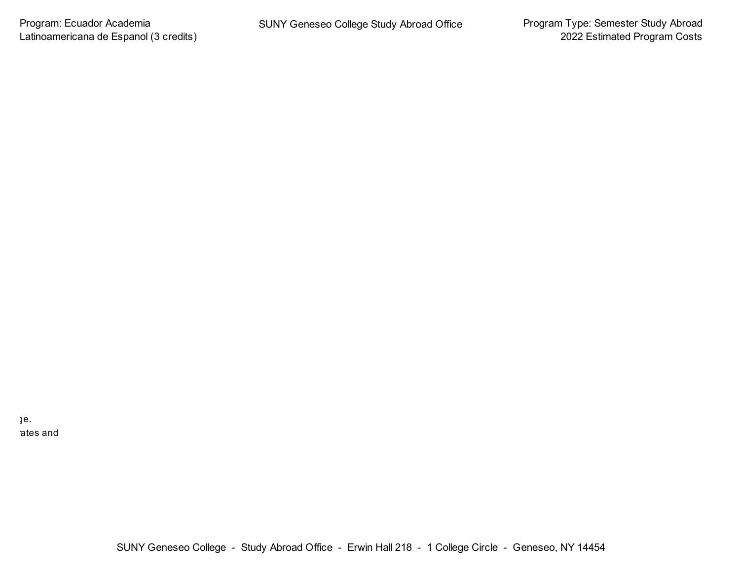ge.
ates and